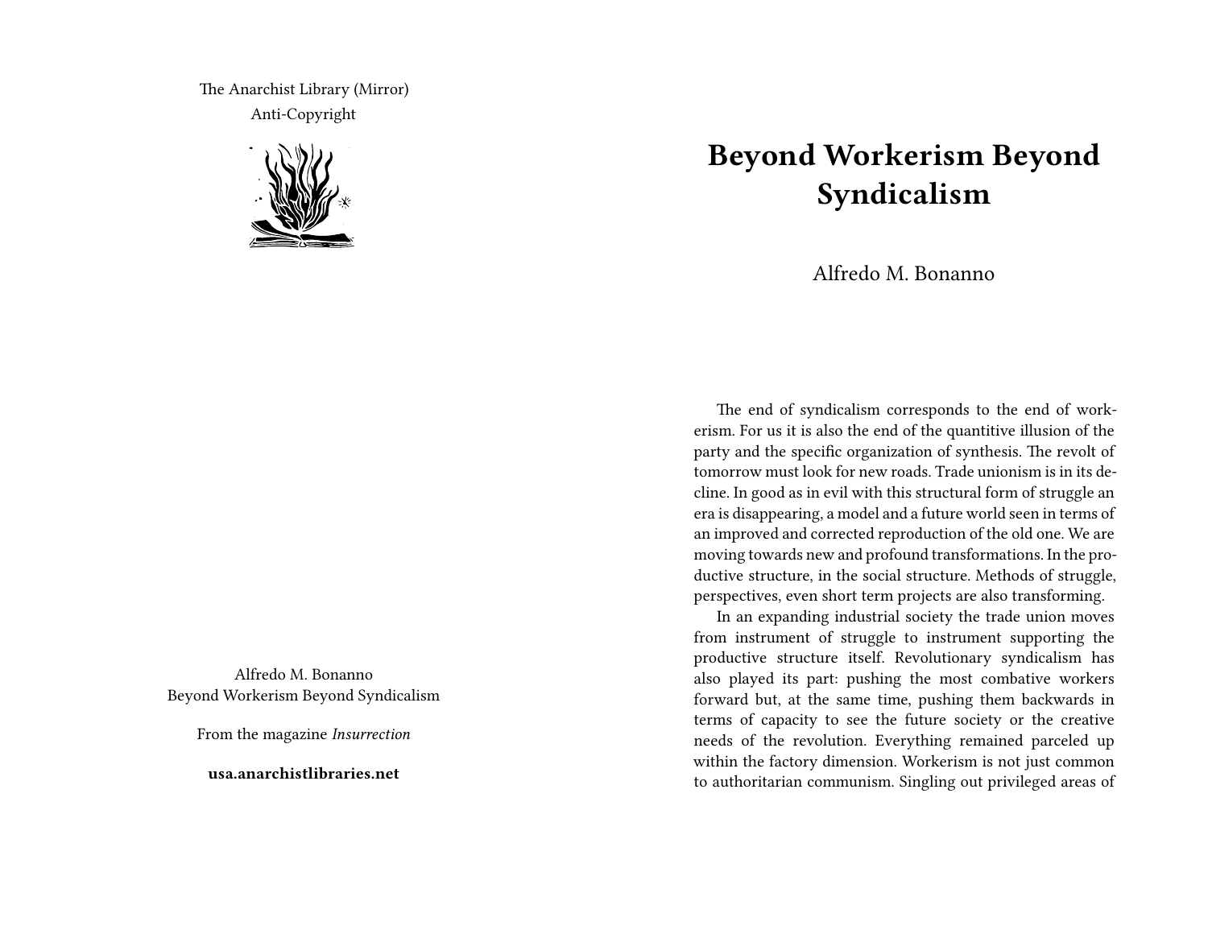The Anarchist Library (Mirror)
Anti-Copyright

Alfredo M. Bonanno
Beyond Workerism Beyond Syndicalism

From the magazine *Insurrection*

**usa.anarchistlibraries.net**

# Beyond Workerism Beyond Syndicalism

Alfredo M. Bonanno

The end of syndicalism corresponds to the end of workerism. For us it is also the end of the quantitive illusion of the party and the specific organization of synthesis. The revolt of tomorrow must look for new roads. Trade unionism is in its decline. In good as in evil with this structural form of struggle an era is disappearing, a model and a future world seen in terms of an improved and corrected reproduction of the old one. We are moving towards new and profound transformations. In the productive structure, in the social structure. Methods of struggle, perspectives, even short term projects are also transforming.

In an expanding industrial society the trade union moves from instrument of struggle to instrument supporting the productive structure itself. Revolutionary syndicalism has also played its part: pushing the most combative workers forward but, at the same time, pushing them backwards in terms of capacity to see the future society or the creative needs of the revolution. Everything remained parceled up within the factory dimension. Workerism is not just common to authoritarian communism. Singling out privileged areas of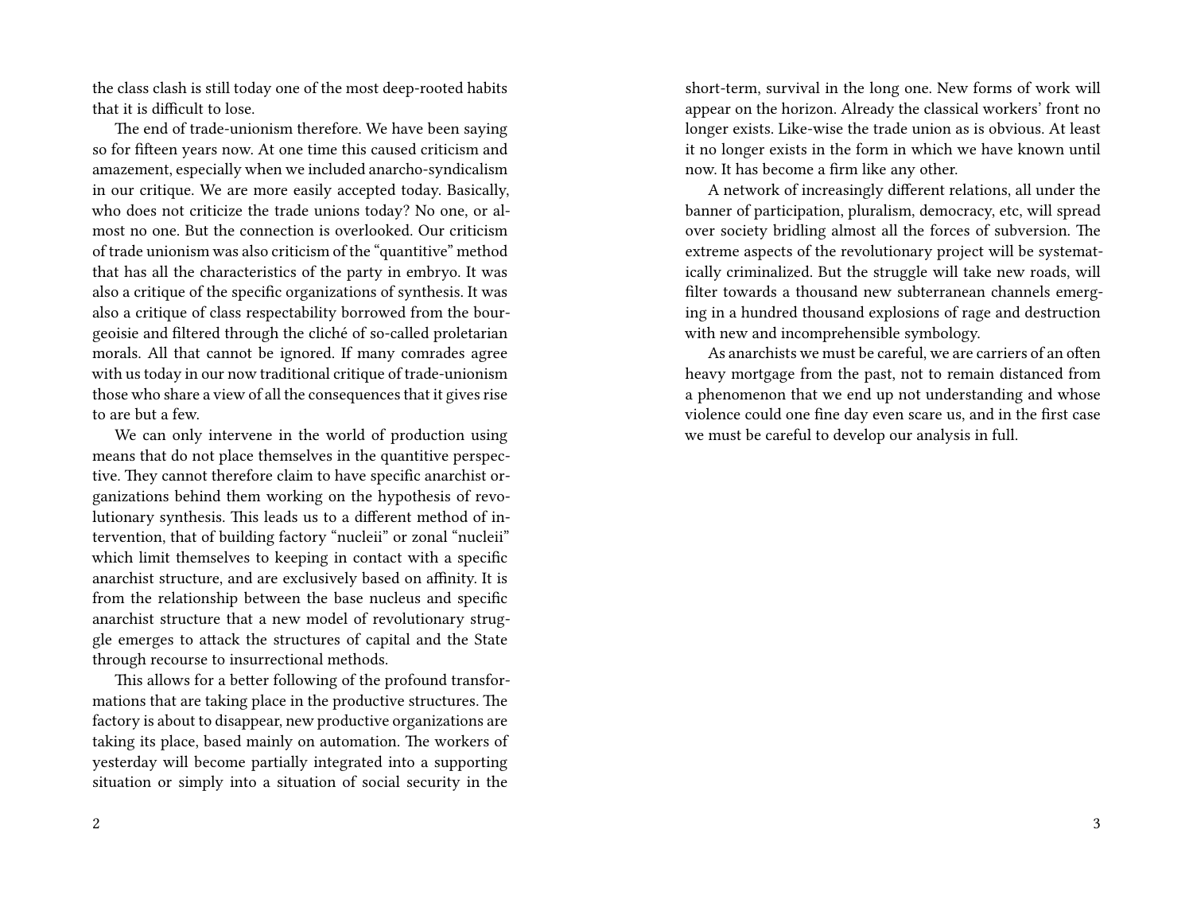the class clash is still today one of the most deep-rooted habits that it is difficult to lose.

The end of trade-unionism therefore. We have been saying so for fifteen years now. At one time this caused criticism and amazement, especially when we included anarcho-syndicalism in our critique. We are more easily accepted today. Basically, who does not criticize the trade unions today? No one, or almost no one. But the connection is overlooked. Our criticism of trade unionism was also criticism of the "quantitive" method that has all the characteristics of the party in embryo. It was also a critique of the specific organizations of synthesis. It was also a critique of class respectability borrowed from the bourgeoisie and filtered through the cliché of so-called proletarian morals. All that cannot be ignored. If many comrades agree with us today in our now traditional critique of trade-unionism those who share a view of all the consequences that it gives rise to are but a few.

We can only intervene in the world of production using means that do not place themselves in the quantitive perspective. They cannot therefore claim to have specific anarchist organizations behind them working on the hypothesis of revolutionary synthesis. This leads us to a different method of intervention, that of building factory "nucleii" or zonal "nucleii" which limit themselves to keeping in contact with a specific anarchist structure, and are exclusively based on affinity. It is from the relationship between the base nucleus and specific anarchist structure that a new model of revolutionary struggle emerges to attack the structures of capital and the State through recourse to insurrectional methods.

This allows for a better following of the profound transformations that are taking place in the productive structures. The factory is about to disappear, new productive organizations are taking its place, based mainly on automation. The workers of yesterday will become partially integrated into a supporting situation or simply into a situation of social security in the short-term, survival in the long one. New forms of work will appear on the horizon. Already the classical workers' front no longer exists. Like-wise the trade union as is obvious. At least it no longer exists in the form in which we have known until now. It has become a firm like any other.

A network of increasingly different relations, all under the banner of participation, pluralism, democracy, etc, will spread over society bridling almost all the forces of subversion. The extreme aspects of the revolutionary project will be systematically criminalized. But the struggle will take new roads, will filter towards a thousand new subterranean channels emerging in a hundred thousand explosions of rage and destruction with new and incomprehensible symbology.

As anarchists we must be careful, we are carriers of an often heavy mortgage from the past, not to remain distanced from a phenomenon that we end up not understanding and whose violence could one fine day even scare us, and in the first case we must be careful to develop our analysis in full.